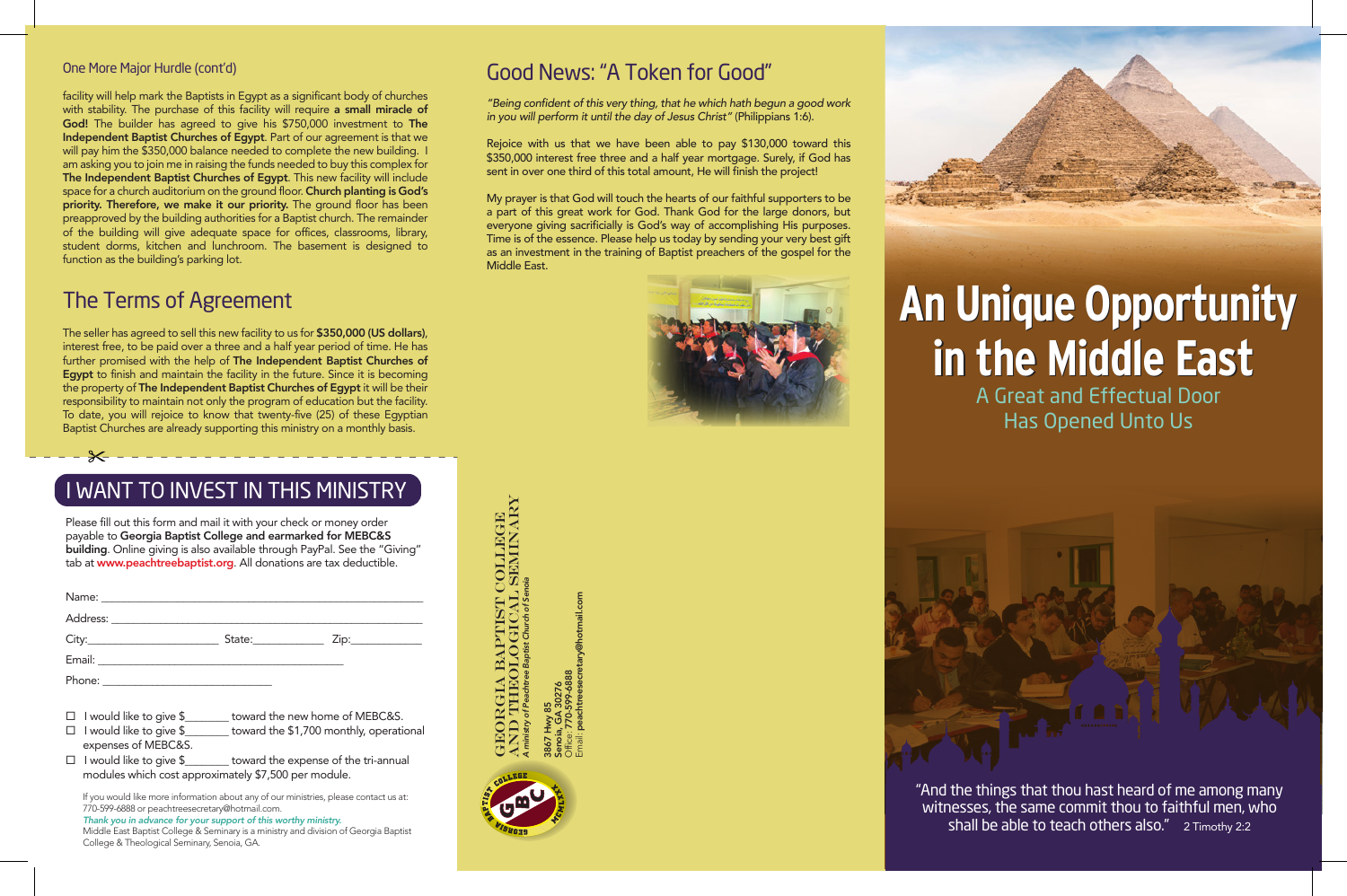## One More Major Hurdle (cont'd)

facility will help mark the Baptists in Egypt as a significant body of churches with stability. The purchase of this facility will require **a small miracle of God!** The builder has agreed to give his $750,000 investment to **The Independent Baptist Churches of Egypt**. Part of our agreement is that we will pay him the $350,000 balance needed to complete the new building. I am asking you to join me in raising the funds needed to buy this complex for **The Independent Baptist Churches of Egypt**. This new facility will include space for a church auditorium on the ground floor. **Church planting is God's priority. Therefore, we make it our priority.** The ground floor has been preapproved by the building authorities for a Baptist church. The remainder of the building will give adequate space for offices, classrooms, library, student dorms, kitchen and lunchroom. The basement is designed to function as the building's parking lot.

## The Terms of Agreement

The seller has agreed to sell this new facility to us for **$350,000 (US dollars)**, interest free, to be paid over a three and a half year period of time. He has further promised with the help of **The Independent Baptist Churches of Egypt** to finish and maintain the facility in the future. Since it is becoming the property of **The Independent Baptist Churches of Egypt** it will be their responsibility to maintain not only the program of education but the facility. To date, you will rejoice to know that twenty-five (25) of these Egyptian Baptist Churches are already supporting this ministry on a monthly basis.

## I WANT TO INVEST IN THIS MINISTRY

Please fill out this form and mail it with your check or money order payable to **Georgia Baptist College and earmarked for MEBC&S building**. Online giving is also available through PayPal. See the "Giving" tab at **www.peachtreebaptist.org**. All donations are tax deductible.

Name: ______________________________

Address: ______________________________

City: ______________ State: __________ Zip: __________

Email: ______________________________

Phone: ______________________

☐ I would like to give $_______ toward the new home of MEBC&S.

☐ I would like to give $_______ toward the $1,700 monthly, operational expenses of MEBC&S.

☐ I would like to give $_______ toward the expense of the tri-annual modules which cost approximately $7,500 per module.

If you would like more information about any of our ministries, please contact us at: 770-599-6888 or peachtreesecretary@hotmail.com.

*Thank you in advance for your support of this worthy ministry.*

Middle East Baptist College & Seminary is a ministry and division of Georgia Baptist College & Theological Seminary, Senoia, GA.

## Good News: "A Token for Good"

*"Being confident of this very thing, that he which hath begun a good work in you will perform it until the day of Jesus Christ"* (Philippians 1:6).

Rejoice with us that we have been able to pay $130,000 toward this $350,000 interest free three and a half year mortgage. Surely, if God has sent in over one third of this total amount, He will finish the project!

My prayer is that God will touch the hearts of our faithful supporters to be a part of this great work for God. Thank God for the large donors, but everyone giving sacrificially is God's way of accomplishing His purposes. Time is of the essence. Please help us today by sending your very best gift as an investment in the training of Baptist preachers of the gospel for the Middle East.

**GEORGIA BAPTIST COLLEGE AND THEOLOGICAL SEMINARY**

*A ministry of Peachtree Baptist Church of Senoia*

**3867 Hwy 85**
**Senoia, GA 30276**
Office: 770-599-6888
Email: **peachtreesecretary@hotmail.com**

# An Unique Opportunity in the Middle East

### A Great and Effectual Door Has Opened Unto Us

"And the things that thou hast heard of me among many witnesses, the same commit thou to faithful men, who shall be able to teach others also." 2 Timothy 2:2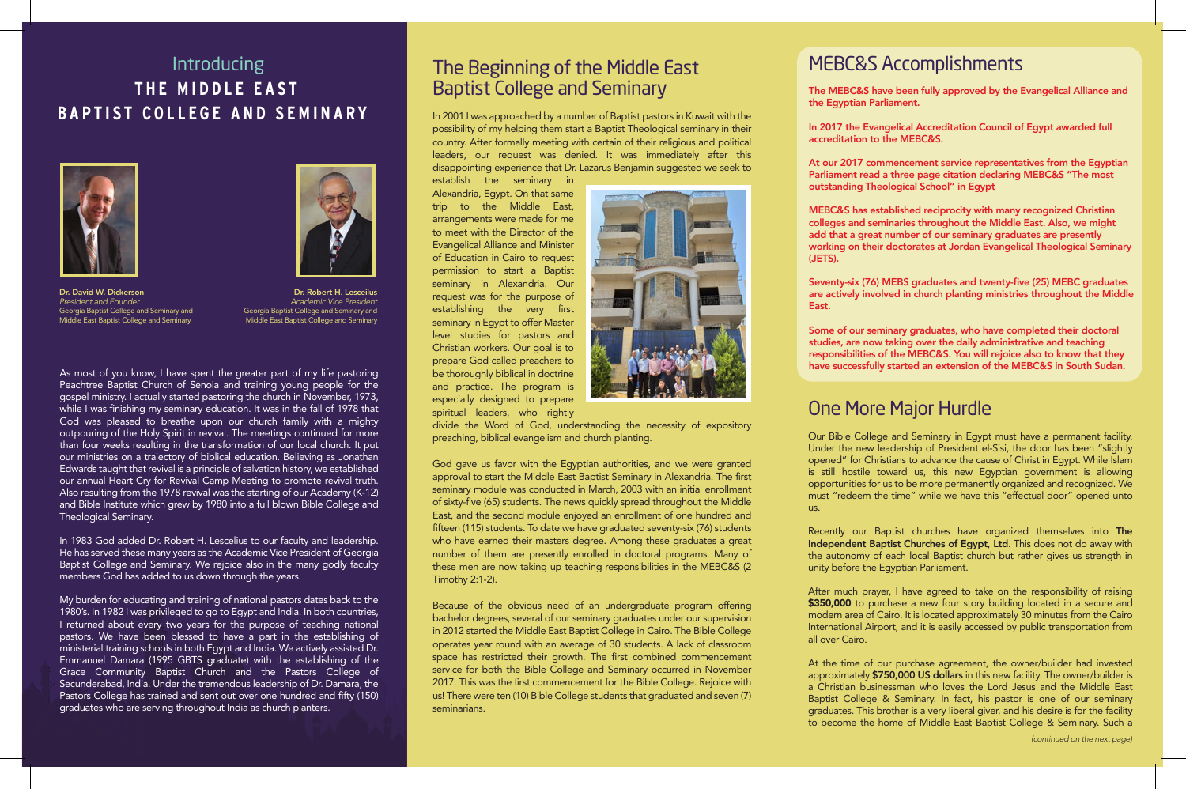## Introducing

# THE MIDDLE EAST BAPTIST COLLEGE AND SEMINARY

**Dr. David W. Dickerson**
*President and Founder*
Georgia Baptist College and Seminary and Middle East Baptist College and Seminary

**Dr. Robert H. Lesceilus**
*Academic Vice President*
Georgia Baptist College and Seminary and Middle East Baptist College and Seminary

As most of you know, I have spent the greater part of my life pastoring Peachtree Baptist Church of Senoia and training young people for the gospel ministry. I actually started pastoring the church in November, 1973, while I was finishing my seminary education. It was in the fall of 1978 that God was pleased to breathe upon our church family with a mighty outpouring of the Holy Spirit in revival. The meetings continued for more than four weeks resulting in the transformation of our local church. It put our ministries on a trajectory of biblical education. Believing as Jonathan Edwards taught that revival is a principle of salvation history, we established our annual Heart Cry for Revival Camp Meeting to promote revival truth. Also resulting from the 1978 revival was the starting of our Academy (K-12) and Bible Institute which grew by 1980 into a full blown Bible College and Theological Seminary.

In 1983 God added Dr. Robert H. Lescelius to our faculty and leadership. He has served these many years as the Academic Vice President of Georgia Baptist College and Seminary. We rejoice also in the many godly faculty members God has added to us down through the years.

My burden for educating and training of national pastors dates back to the 1980's. In 1982 I was privileged to go to Egypt and India. In both countries, I returned about every two years for the purpose of teaching national pastors. We have been blessed to have a part in the establishing of ministerial training schools in both Egypt and India. We actively assisted Dr. Emmanuel Damara (1995 GBTS graduate) with the establishing of the Grace Community Baptist Church and the Pastors College of Secunderabad, India. Under the tremendous leadership of Dr. Damara, the Pastors College has trained and sent out over one hundred and fifty (150) graduates who are serving throughout India as church planters.

## The Beginning of the Middle East Baptist College and Seminary

In 2001 I was approached by a number of Baptist pastors in Kuwait with the possibility of my helping them start a Baptist Theological seminary in their country. After formally meeting with certain of their religious and political leaders, our request was denied. It was immediately after this disappointing experience that Dr. Lazarus Benjamin suggested we seek to establish the seminary in Alexandria, Egypt. On that same trip to the Middle East, arrangements were made for me to meet with the Director of the Evangelical Alliance and Minister of Education in Cairo to request permission to start a Baptist seminary in Alexandria. Our request was for the purpose of establishing the very first seminary in Egypt to offer Master level studies for pastors and Christian workers. Our goal is to prepare God called preachers to be thoroughly biblical in doctrine and practice. The program is especially designed to prepare spiritual leaders, who rightly divide the Word of God, understanding the necessity of expository preaching, biblical evangelism and church planting.

God gave us favor with the Egyptian authorities, and we were granted approval to start the Middle East Baptist Seminary in Alexandria. The first seminary module was conducted in March, 2003 with an initial enrollment of sixty-five (65) students. The news quickly spread throughout the Middle East, and the second module enjoyed an enrollment of one hundred and fifteen (115) students. To date we have graduated seventy-six (76) students who have earned their masters degree. Among these graduates a great number of them are presently enrolled in doctoral programs. Many of these men are now taking up teaching responsibilities in the MEBC&S (2 Timothy 2:1-2).

Because of the obvious need of an undergraduate program offering bachelor degrees, several of our seminary graduates under our supervision in 2012 started the Middle East Baptist College in Cairo. The Bible College operates year round with an average of 30 students. A lack of classroom space has restricted their growth. The first combined commencement service for both the Bible College and Seminary occurred in November 2017. This was the first commencement for the Bible College. Rejoice with us! There were ten (10) Bible College students that graduated and seven (7) seminarians.

## MEBC&S Accomplishments

**The MEBC&S have been fully approved by the Evangelical Alliance and the Egyptian Parliament.**

**In 2017 the Evangelical Accreditation Council of Egypt awarded full accreditation to the MEBC&S.**

**At our 2017 commencement service representatives from the Egyptian Parliament read a three page citation declaring MEBC&S "The most outstanding Theological School" in Egypt**

**MEBC&S has established reciprocity with many recognized Christian colleges and seminaries throughout the Middle East. Also, we might add that a great number of our seminary graduates are presently working on their doctorates at Jordan Evangelical Theological Seminary (JETS).**

**Seventy-six (76) MEBS graduates and twenty-five (25) MEBC graduates are actively involved in church planting ministries throughout the Middle East.**

**Some of our seminary graduates, who have completed their doctoral studies, are now taking over the daily administrative and teaching responsibilities of the MEBC&S. You will rejoice also to know that they have successfully started an extension of the MEBC&S in South Sudan.**

## One More Major Hurdle

Our Bible College and Seminary in Egypt must have a permanent facility. Under the new leadership of President el-Sisi, the door has been "slightly opened" for Christians to advance the cause of Christ in Egypt. While Islam is still hostile toward us, this new Egyptian government is allowing opportunities for us to be more permanently organized and recognized. We must "redeem the time" while we have this "effectual door" opened unto us.

Recently our Baptist churches have organized themselves into **The Independent Baptist Churches of Egypt, Ltd**. This does not do away with the autonomy of each local Baptist church but rather gives us strength in unity before the Egyptian Parliament.

After much prayer, I have agreed to take on the responsibility of raising **$350,000** to purchase a new four story building located in a secure and modern area of Cairo. It is located approximately 30 minutes from the Cairo International Airport, and it is easily accessed by public transportation from all over Cairo.

At the time of our purchase agreement, the owner/builder had invested approximately **$750,000 US dollars** in this new facility. The owner/builder is a Christian businessman who loves the Lord Jesus and the Middle East Baptist College & Seminary. In fact, his pastor is one of our seminary graduates. This brother is a very liberal giver, and his desire is for the facility to become the home of Middle East Baptist College & Seminary. Such a

*(continued on the next page)*